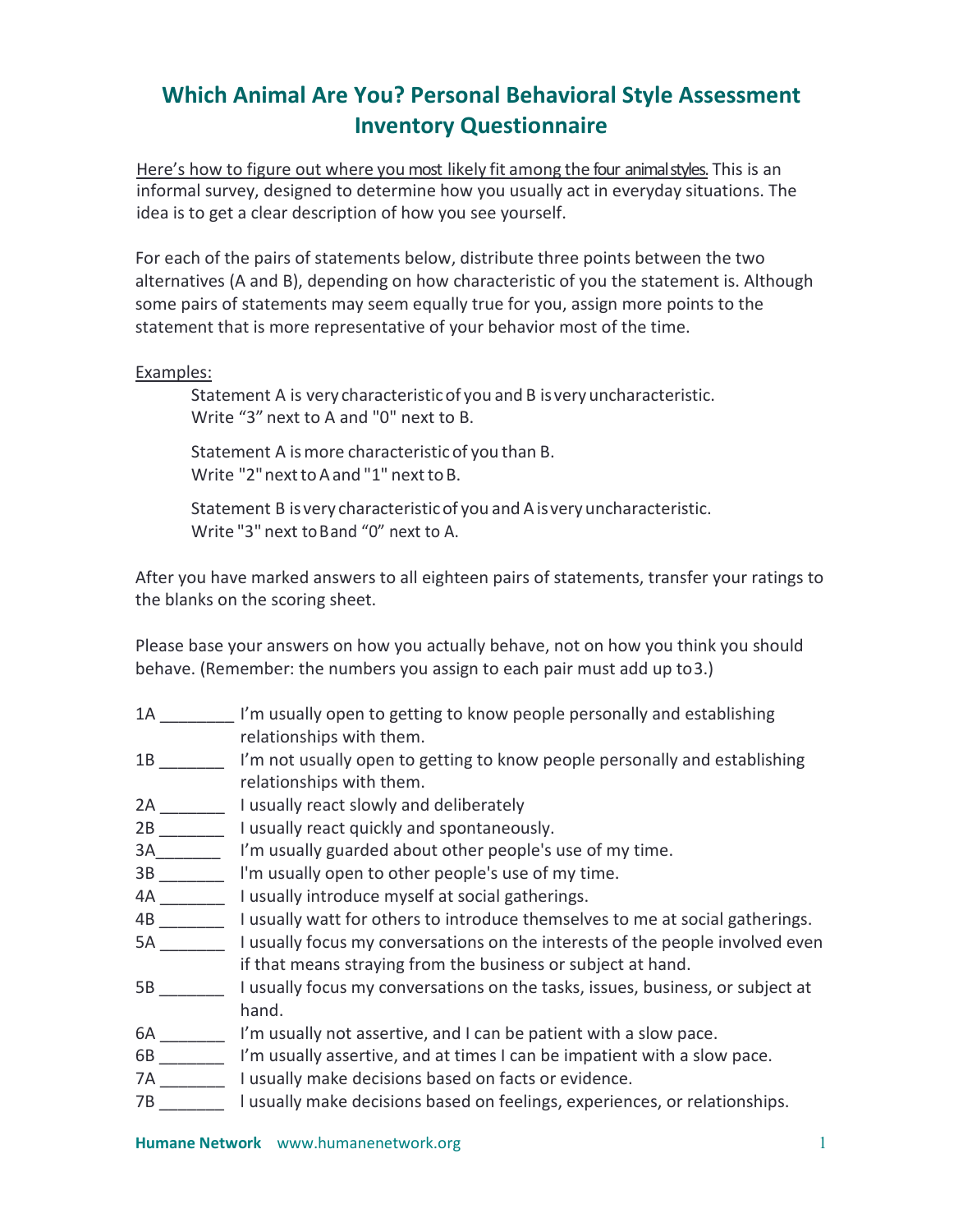# Which Animal Are You? Personal Behavioral Style Assessment Inventory Questionnaire

Here's how to figure out where you most likely fit among the four animal styles. This is an informal survey, designed to determine how you usually act in everyday situations. The idea is to get a clear description of how you see yourself.

For each of the pairs of statements below, distribute three points between the two alternatives (A and B), depending on how characteristic of you the statement is. Although some pairs of statements may seem equally true for you, assign more points to the statement that is more representative of your behavior most of the time.

Examples:

Statement A is very characteristic of you and B is very uncharacteristic.
Write "3" next to A and "0" next to B.

Statement A is more characteristic of you than B.
Write "2" next to A and "1" next to B.

Statement B is very characteristic of you and A is very uncharacteristic.
Write "3" next to B and "0" next to A.

After you have marked answers to all eighteen pairs of statements, transfer your ratings to the blanks on the scoring sheet.

Please base your answers on how you actually behave, not on how you think you should behave. (Remember: the numbers you assign to each pair must add up to 3.)

1A ________ I'm usually open to getting to know people personally and establishing relationships with them.
1B _______ I'm not usually open to getting to know people personally and establishing relationships with them.
2A _______ I usually react slowly and deliberately
2B _______ I usually react quickly and spontaneously.
3A_______ I'm usually guarded about other people's use of my time.
3B _______ I'm usually open to other people's use of my time.
4A _______ I usually introduce myself at social gatherings.
4B _______ I usually watt for others to introduce themselves to me at social gatherings.
5A _______ I usually focus my conversations on the interests of the people involved even if that means straying from the business or subject at hand.
5B _______ I usually focus my conversations on the tasks, issues, business, or subject at hand.
6A _______ I'm usually not assertive, and I can be patient with a slow pace.
6B _______ I'm usually assertive, and at times I can be impatient with a slow pace.
7A _______ I usually make decisions based on facts or evidence.
7B _______ I usually make decisions based on feelings, experiences, or relationships.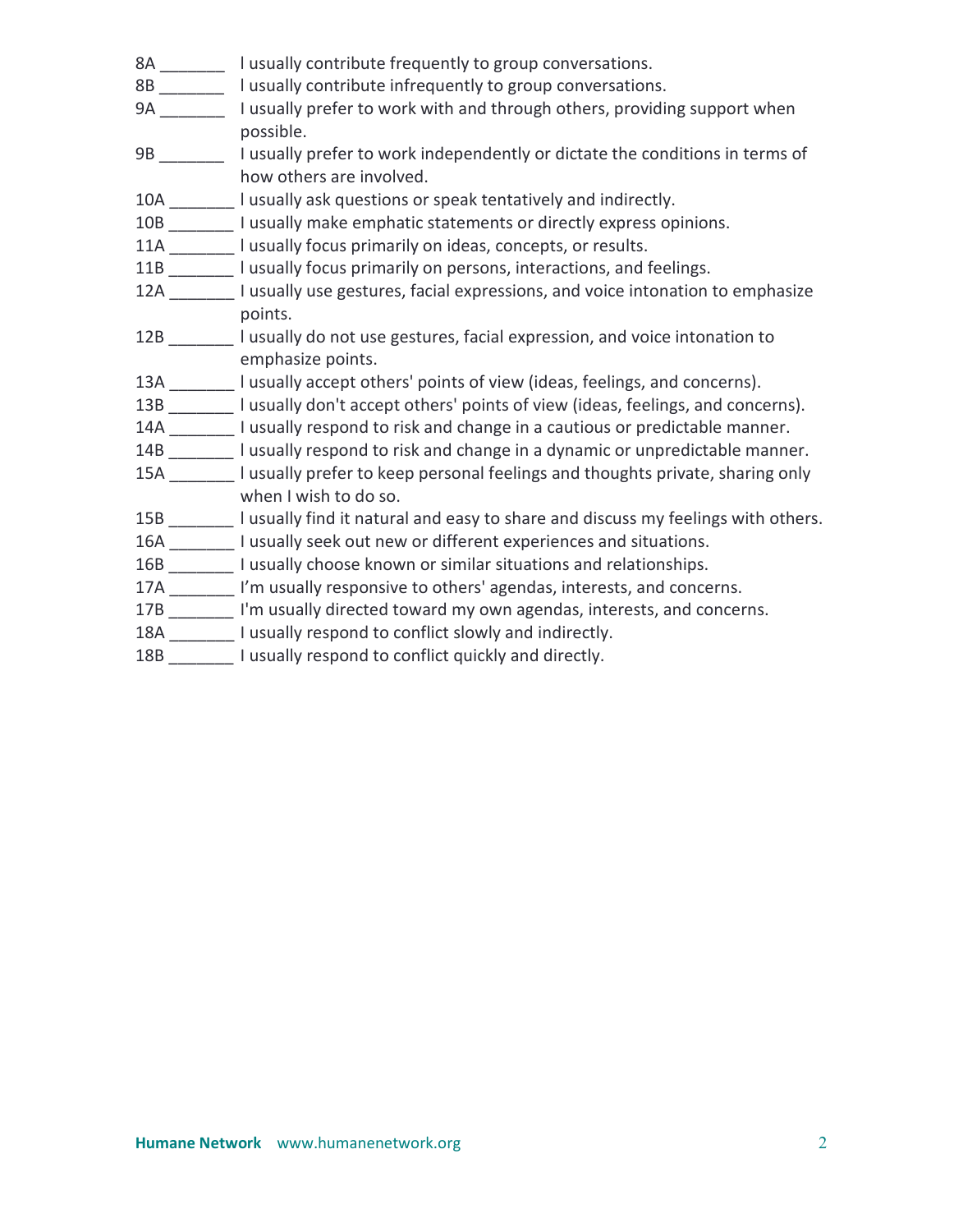8A _______ I usually contribute frequently to group conversations.

8B _______ I usually contribute infrequently to group conversations.

9A _______ I usually prefer to work with and through others, providing support when possible.

9B _______ I usually prefer to work independently or dictate the conditions in terms of how others are involved.

10A _______ I usually ask questions or speak tentatively and indirectly.

10B _______ I usually make emphatic statements or directly express opinions.

11A _______ I usually focus primarily on ideas, concepts, or results.

11B _______ I usually focus primarily on persons, interactions, and feelings.

12A _______ I usually use gestures, facial expressions, and voice intonation to emphasize points.

12B _______ I usually do not use gestures, facial expression, and voice intonation to emphasize points.

13A _______ I usually accept others' points of view (ideas, feelings, and concerns).

13B _______ I usually don't accept others' points of view (ideas, feelings, and concerns).

14A _______ I usually respond to risk and change in a cautious or predictable manner.

14B _______ I usually respond to risk and change in a dynamic or unpredictable manner.

15A _______ I usually prefer to keep personal feelings and thoughts private, sharing only when I wish to do so.

15B _______ I usually find it natural and easy to share and discuss my feelings with others.

16A _______ I usually seek out new or different experiences and situations.

16B _______ I usually choose known or similar situations and relationships.

17A _______ I'm usually responsive to others' agendas, interests, and concerns.

17B _______ I'm usually directed toward my own agendas, interests, and concerns.

18A _______ I usually respond to conflict slowly and indirectly.

18B _______ I usually respond to conflict quickly and directly.